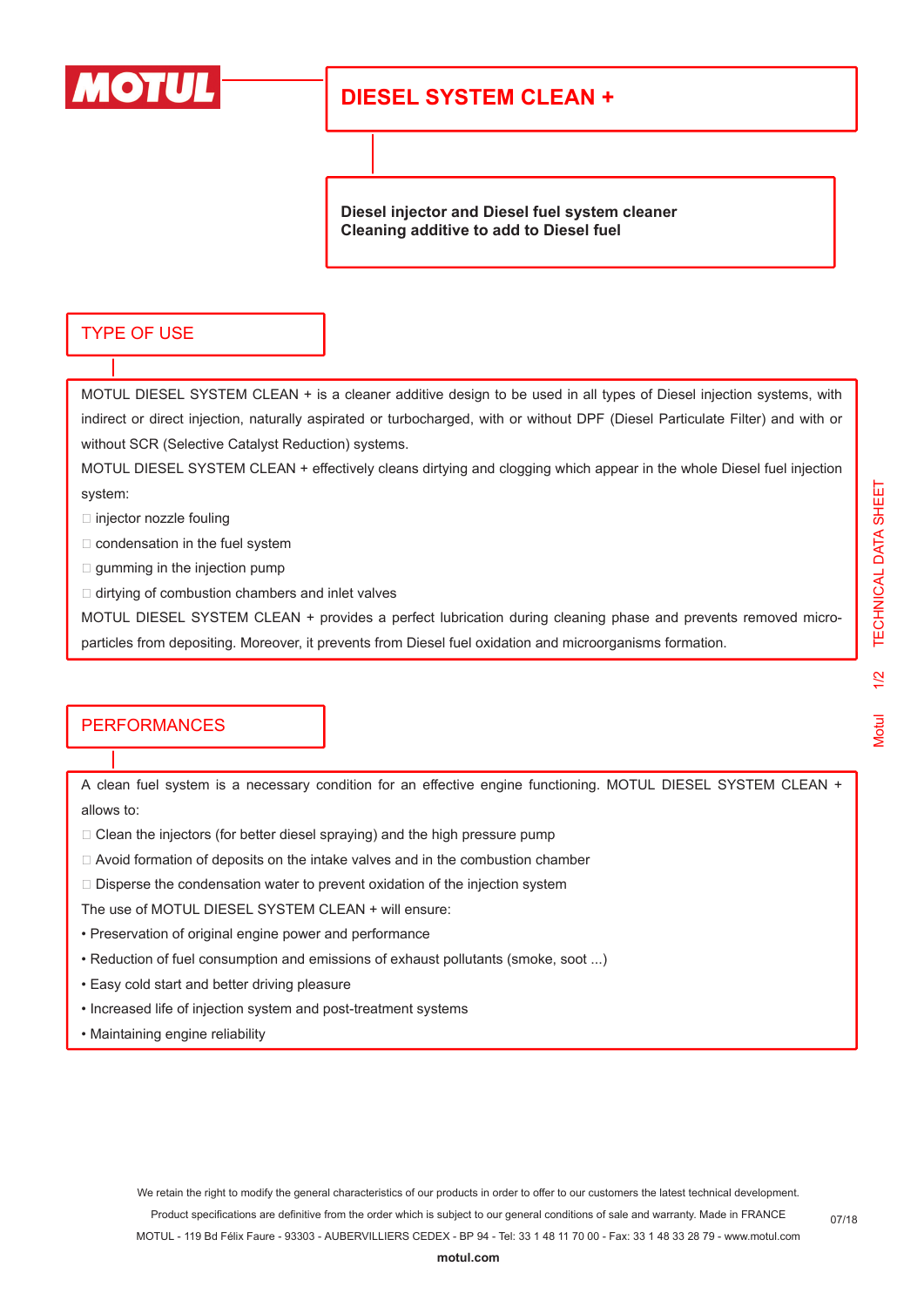# DIESEL SYSTEM CLEAN +

**Diesel injector and Diesel fuel system cleaner**
**Cleaning additive to add to Diesel fuel**

## TYPE OF USE

MOTUL DIESEL SYSTEM CLEAN + is a cleaner additive design to be used in all types of Diesel injection systems, with indirect or direct injection, naturally aspirated or turbocharged, with or without DPF (Diesel Particulate Filter) and with or without SCR (Selective Catalyst Reduction) systems.

MOTUL DIESEL SYSTEM CLEAN + effectively cleans dirtying and clogging which appear in the whole Diesel fuel injection system:

- injector nozzle fouling
- condensation in the fuel system
- gumming in the injection pump
- dirtying of combustion chambers and inlet valves

MOTUL DIESEL SYSTEM CLEAN + provides a perfect lubrication during cleaning phase and prevents removed micro-particles from depositing. Moreover, it prevents from Diesel fuel oxidation and microorganisms formation.

## PERFORMANCES

A clean fuel system is a necessary condition for an effective engine functioning. MOTUL DIESEL SYSTEM CLEAN + allows to:

- Clean the injectors (for better diesel spraying) and the high pressure pump
- Avoid formation of deposits on the intake valves and in the combustion chamber
- Disperse the condensation water to prevent oxidation of the injection system

The use of MOTUL DIESEL SYSTEM CLEAN + will ensure:

- Preservation of original engine power and performance
- Reduction of fuel consumption and emissions of exhaust pollutants (smoke, soot ...)
- Easy cold start and better driving pleasure
- Increased life of injection system and post-treatment systems
- Maintaining engine reliability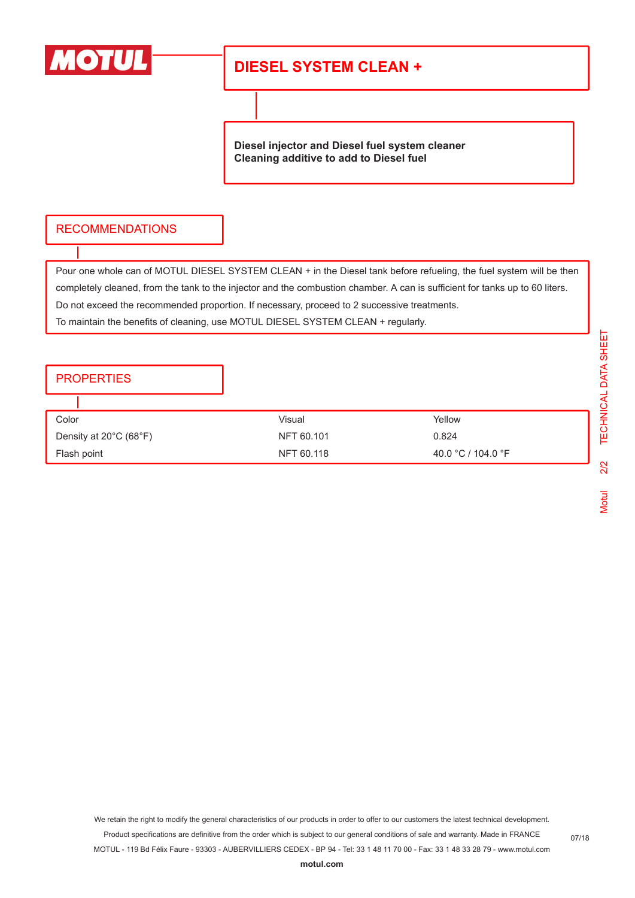# DIESEL SYSTEM CLEAN +

**Diesel injector and Diesel fuel system cleaner**
**Cleaning additive to add to Diesel fuel**

## RECOMMENDATIONS

Pour one whole can of MOTUL DIESEL SYSTEM CLEAN + in the Diesel tank before refueling, the fuel system will be then completely cleaned, from the tank to the injector and the combustion chamber. A can is sufficient for tanks up to 60 liters.
Do not exceed the recommended proportion. If necessary, proceed to 2 successive treatments.
To maintain the benefits of cleaning, use MOTUL DIESEL SYSTEM CLEAN + regularly.

## PROPERTIES

| | | |
|---|---|---|
| Color | Visual | Yellow |
| Density at 20°C (68°F) | NFT 60.101 | 0.824 |
| Flash point | NFT 60.118 | 40.0 °C / 104.0 °F |

We retain the right to modify the general characteristics of our products in order to offer to our customers the latest technical development.
Product specifications are definitive from the order which is subject to our general conditions of sale and warranty. Made in FRANCE
MOTUL - 119 Bd Félix Faure - 93303 - AUBERVILLIERS CEDEX - BP 94 - Tel: 33 1 48 11 70 00 - Fax: 33 1 48 33 28 79 - www.motul.com
**motul.com**

07/18